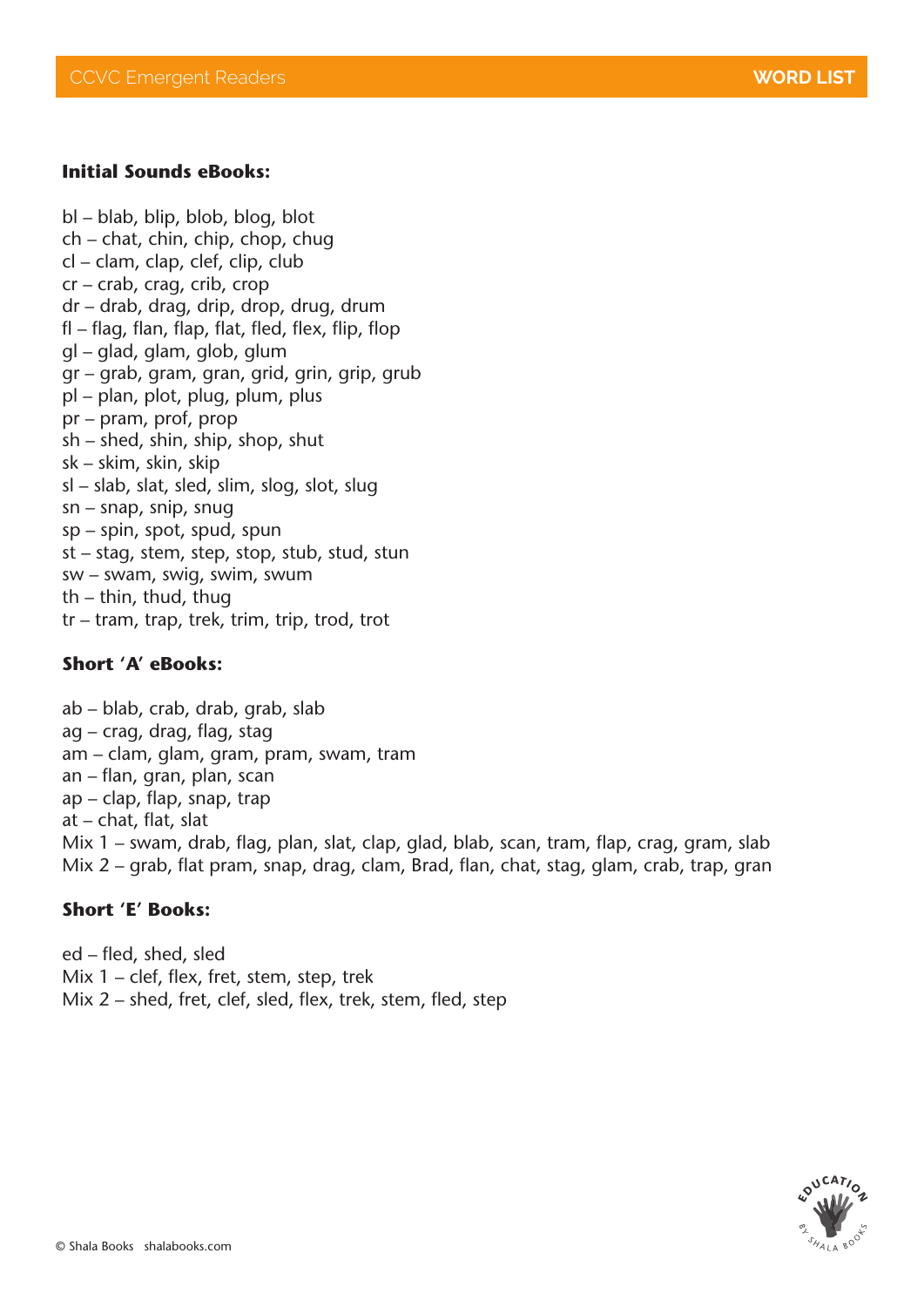**Initial Sounds eBooks:**

bl – blab, blip, blob, blog, blot
ch – chat, chin, chip, chop, chug
cl – clam, clap, clef, clip, club
cr – crab, crag, crib, crop
dr – drab, drag, drip, drop, drug, drum
fl – flag, flan, flap, flat, fled, flex, flip, flop
gl – glad, glam, glob, glum
gr – grab, gram, gran, grid, grin, grip, grub
pl – plan, plot, plug, plum, plus
pr – pram, prof, prop
sh – shed, shin, ship, shop, shut
sk – skim, skin, skip
sl – slab, slat, sled, slim, slog, slot, slug
sn – snap, snip, snug
sp – spin, spot, spud, spun
st – stag, stem, step, stop, stub, stud, stun
sw – swam, swig, swim, swum
th – thin, thud, thug
tr – tram, trap, trek, trim, trip, trod, trot

**Short 'A' eBooks:**

ab – blab, crab, drab, grab, slab
ag – crag, drag, flag, stag
am – clam, glam, gram, pram, swam, tram
an – flan, gran, plan, scan
ap – clap, flap, snap, trap
at – chat, flat, slat
Mix 1 – swam, drab, flag, plan, slat, clap, glad, blab, scan, tram, flap, crag, gram, slab
Mix 2 – grab, flat pram, snap, drag, clam, Brad, flan, chat, stag, glam, crab, trap, gran

**Short 'E' Books:**

ed – fled, shed, sled
Mix 1 – clef, flex, fret, stem, step, trek
Mix 2 – shed, fret, clef, sled, flex, trek, stem, fled, step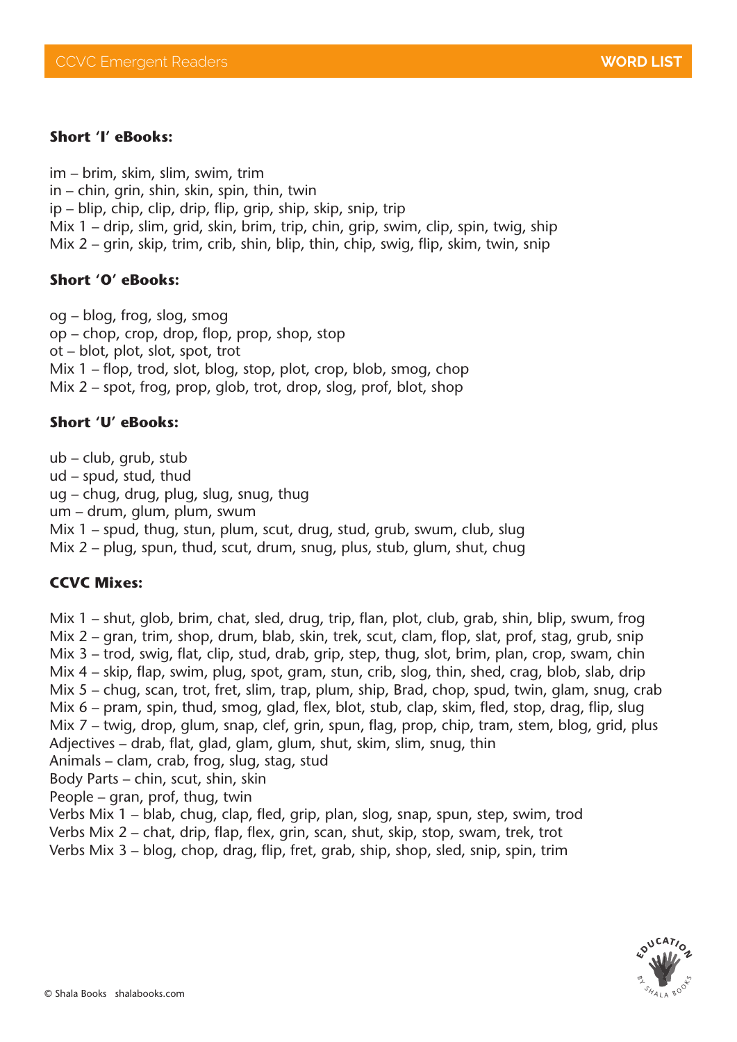**Short 'I' eBooks:**

im – brim, skim, slim, swim, trim
in – chin, grin, shin, skin, spin, thin, twin
ip – blip, chip, clip, drip, flip, grip, ship, skip, snip, trip
Mix 1 – drip, slim, grid, skin, brim, trip, chin, grip, swim, clip, spin, twig, ship
Mix 2 – grin, skip, trim, crib, shin, blip, thin, chip, swig, flip, skim, twin, snip

**Short 'O' eBooks:**

og – blog, frog, slog, smog
op – chop, crop, drop, flop, prop, shop, stop
ot – blot, plot, slot, spot, trot
Mix 1 – flop, trod, slot, blog, stop, plot, crop, blob, smog, chop
Mix 2 – spot, frog, prop, glob, trot, drop, slog, prof, blot, shop

**Short 'U' eBooks:**

ub – club, grub, stub
ud – spud, stud, thud
ug – chug, drug, plug, slug, snug, thug
um – drum, glum, plum, swum
Mix 1 – spud, thug, stun, plum, scut, drug, stud, grub, swum, club, slug
Mix 2 – plug, spun, thud, scut, drum, snug, plus, stub, glum, shut, chug

**CCVC Mixes:**

Mix 1 – shut, glob, brim, chat, sled, drug, trip, flan, plot, club, grab, shin, blip, swum, frog
Mix 2 – gran, trim, shop, drum, blab, skin, trek, scut, clam, flop, slat, prof, stag, grub, snip
Mix 3 – trod, swig, flat, clip, stud, drab, grip, step, thug, slot, brim, plan, crop, swam, chin
Mix 4 – skip, flap, swim, plug, spot, gram, stun, crib, slog, thin, shed, crag, blob, slab, drip
Mix 5 – chug, scan, trot, fret, slim, trap, plum, ship, Brad, chop, spud, twin, glam, snug, crab
Mix 6 – pram, spin, thud, smog, glad, flex, blot, stub, clap, skim, fled, stop, drag, flip, slug
Mix 7 – twig, drop, glum, snap, clef, grin, spun, flag, prop, chip, tram, stem, blog, grid, plus
Adjectives – drab, flat, glad, glam, glum, shut, skim, slim, snug, thin
Animals – clam, crab, frog, slug, stag, stud
Body Parts – chin, scut, shin, skin
People – gran, prof, thug, twin
Verbs Mix 1 – blab, chug, clap, fled, grip, plan, slog, snap, spun, step, swim, trod
Verbs Mix 2 – chat, drip, flap, flex, grin, scan, shut, skip, stop, swam, trek, trot
Verbs Mix 3 – blog, chop, drag, flip, fret, grab, ship, shop, sled, snip, spin, trim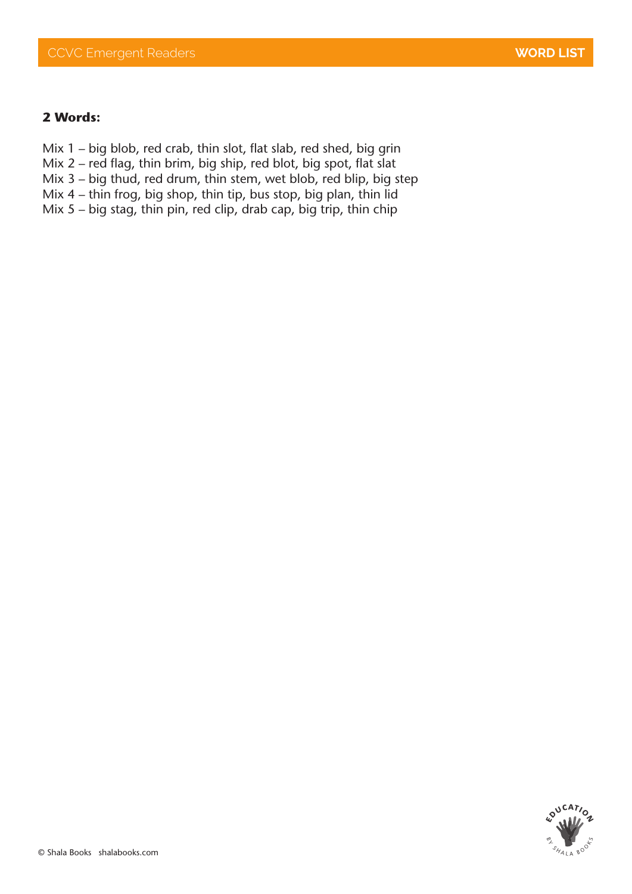## 2 Words:

Mix 1 – big blob, red crab, thin slot, flat slab, red shed, big grin
Mix 2 – red flag, thin brim, big ship, red blot, big spot, flat slat
Mix 3 – big thud, red drum, thin stem, wet blob, red blip, big step
Mix 4 – thin frog, big shop, thin tip, bus stop, big plan, thin lid
Mix 5 – big stag, thin pin, red clip, drab cap, big trip, thin chip